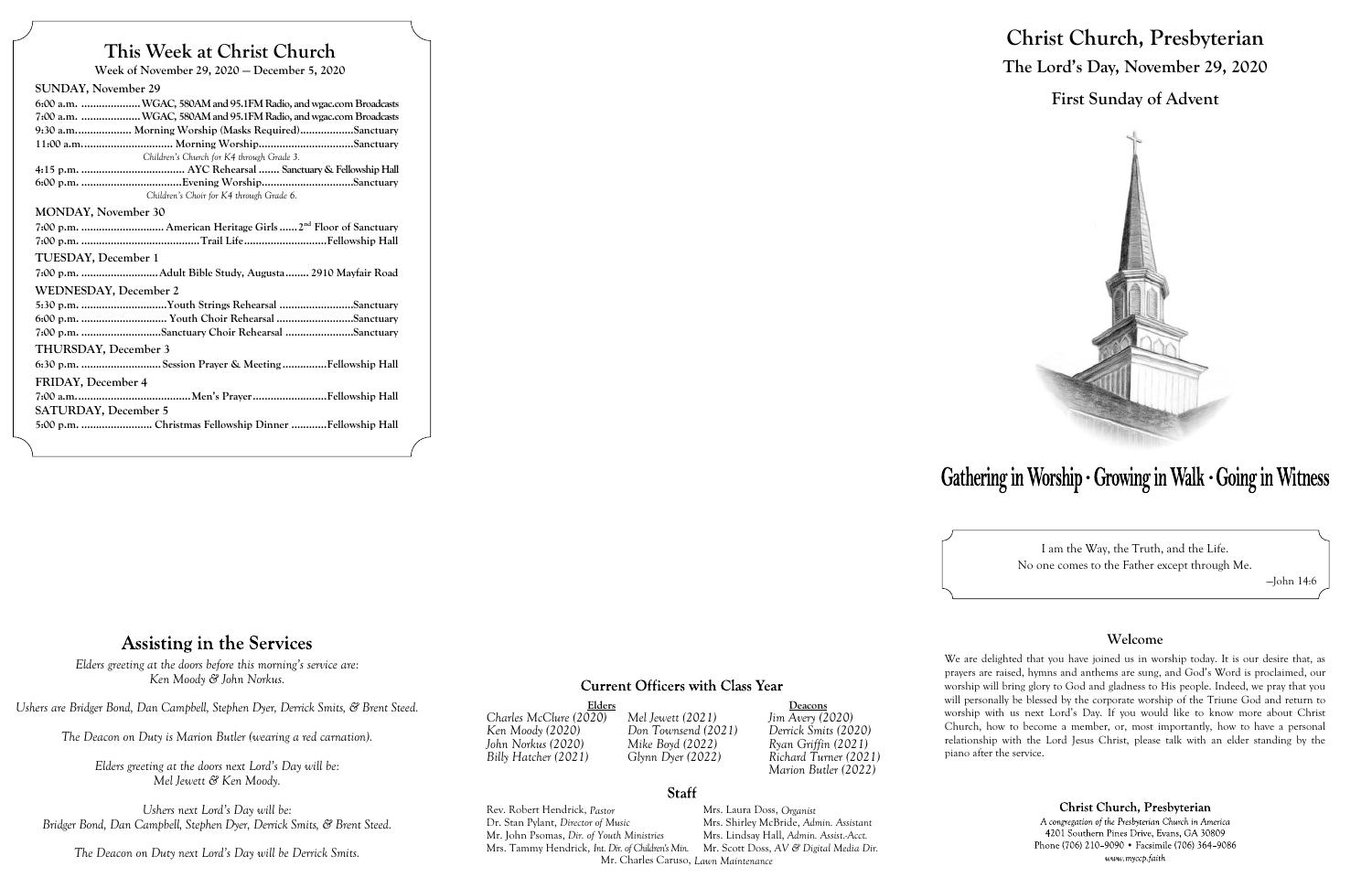# This Week at Christ Church

**Week of November 29, 2020 — December 5, 2020**

**SUNDAY, November 29**

6:00 a.m. .................... WGAC, 580AM and 95.1FM Radio, and wgac.com Broadcasts
7:00 a.m. .................... WGAC, 580AM and 95.1FM Radio, and wgac.com Broadcasts
9:30 a.m. .................. Morning Worship (Masks Required) .................. Sanctuary
11:00 a.m. .............................. Morning Worship ................................ Sanctuary
*Children's Church for K4 through Grade 3.*
4:15 p.m. .................................. AYC Rehearsal ....... Sanctuary & Fellowship Hall
6:00 p.m. .................................. Evening Worship ................................ Sanctuary
*Children's Choir for K4 through Grade 6.*

**MONDAY, November 30**

7:00 p.m. ............................ American Heritage Girls ...... 2nd Floor of Sanctuary
7:00 p.m. ........................................ Trail Life ............................ Fellowship Hall

**TUESDAY, December 1**

7:00 p.m. .......................... Adult Bible Study, Augusta ........ 2910 Mayfair Road

**WEDNESDAY, December 2**

5:30 p.m. ............................ Youth Strings Rehearsal ......................... Sanctuary
6:00 p.m. ............................ Youth Choir Rehearsal ........................... Sanctuary
7:00 p.m. ........................... Sanctuary Choir Rehearsal ....................... Sanctuary

**THURSDAY, December 3**

6:30 p.m. ........................... Session Prayer & Meeting ............... Fellowship Hall

**FRIDAY, December 4**

7:00 a.m. ...................................... Men's Prayer ......................... Fellowship Hall

**SATURDAY, December 5**

5:00 p.m. ........................ Christmas Fellowship Dinner ............ Fellowship Hall

## Assisting in the Services

*Elders greeting at the doors before this morning's service are:*
*Ken Moody & John Norkus.*

*Ushers are Bridger Bond, Dan Campbell, Stephen Dyer, Derrick Smits, & Brent Steed.*

*The Deacon on Duty is Marion Butler (wearing a red carnation).*

*Elders greeting at the doors next Lord's Day will be:*
*Mel Jewett & Ken Moody.*

*Ushers next Lord's Day will be:*
*Bridger Bond, Dan Campbell, Stephen Dyer, Derrick Smits, & Brent Steed.*

*The Deacon on Duty next Lord's Day will be Derrick Smits.*

## Current Officers with Class Year

| Elders | | Deacons |
|---|---|---|
| *Charles McClure (2020)* | *Mel Jewett (2021)* | *Jim Avery (2020)* |
| *Ken Moody (2020)* | *Don Townsend (2021)* | *Derrick Smits (2020)* |
| *John Norkus (2020)* | *Mike Boyd (2022)* | *Ryan Griffin (2021)* |
| *Billy Hatcher (2021)* | *Glynn Dyer (2022)* | *Richard Turner (2021)* |
| | | *Marion Butler (2022)* |

## Staff

Rev. Robert Hendrick, *Pastor*
Dr. Stan Pylant, *Director of Music*
Mr. John Psomas, *Dir. of Youth Ministries*
Mrs. Tammy Hendrick, *Int. Dir. of Children's Min.*
Mrs. Laura Doss, *Organist*
Mrs. Shirley McBride, *Admin. Assistant*
Mrs. Lindsay Hall, *Admin. Assist.-Acct.*
Mr. Scott Doss, *AV & Digital Media Dir.*
Mr. Charles Caruso, *Lawn Maintenance*

# Christ Church, Presbyterian

## The Lord's Day, November 29, 2020

## First Sunday of Advent

**Gathering in Worship · Growing in Walk · Going in Witness**

I am the Way, the Truth, and the Life.
No one comes to the Father except through Me.

—John 14:6

## Welcome

We are delighted that you have joined us in worship today. It is our desire that, as prayers are raised, hymns and anthems are sung, and God's Word is proclaimed, our worship will bring glory to God and gladness to His people. Indeed, we pray that you will personally be blessed by the corporate worship of the Triune God and return to worship with us next Lord's Day. If you would like to know more about Christ Church, how to become a member, or, most importantly, how to have a personal relationship with the Lord Jesus Christ, please talk with an elder standing by the piano after the service.

**Christ Church, Presbyterian**
*A congregation of the Presbyterian Church in America*
4201 Southern Pines Drive, Evans, GA 30809
Phone (706) 210-9090 • Facsimile (706) 364-9086
*www.myccp.faith*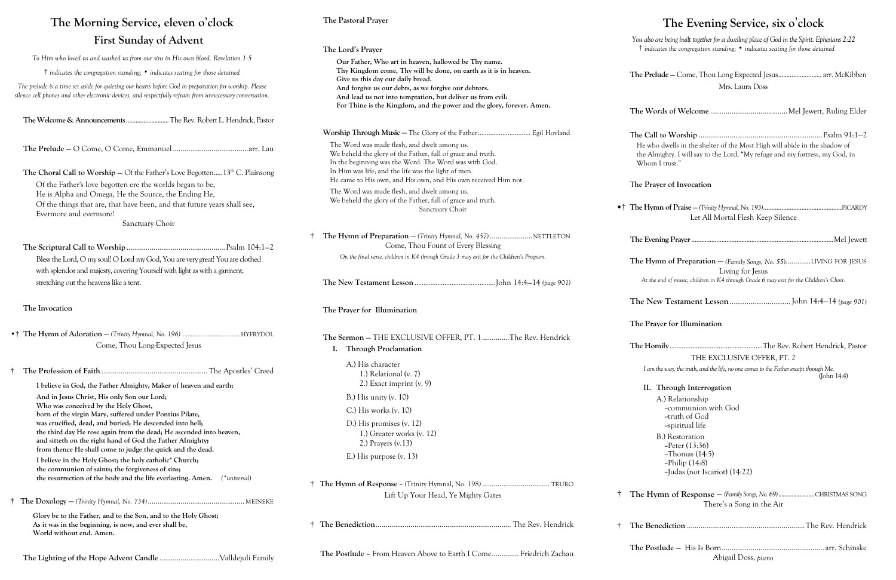# The Morning Service, eleven o'clock

## First Sunday of Advent

*To Him who loved us and washed us from our sins in His own blood. Revelation 1:5*

*† indicates the congregation standing; • indicates seating for those detained*

*The prelude is a time set aside for quieting our hearts before God in preparation for worship. Please silence cell phones and other electronic devices, and respectfully refrain from unnecessary conversation.*

**The Welcome & Announcements** ........................... The Rev. Robert L. Hendrick, Pastor

**The Prelude** — O Come, O Come, Emmanuel ....................................... arr. Lau

**The Choral Call to Worship** — Of the Father's Love Begotten ..... 13th C. Plainsong

Of the Father's love begotten ere the worlds began to be,
He is Alpha and Omega, He the Source, the Ending He,
Of the things that are, that have been, and that future years shall see,
Evermore and evermore!

Sanctuary Choir

**The Scriptural Call to Worship** .................................................. Psalm 104:1–2

Bless the Lord, O my soul! O Lord my God, You are very great! You are clothed with splendor and majesty, covering Yourself with light as with a garment, stretching out the heavens like a tent.

**The Invocation**

•† **The Hymn of Adoration** — *(Trinity Hymnal, No. 196)* ..................................... HYFRYDOL

Come, Thou Long-Expected Jesus

† **The Profession of Faith** ...................................................... The Apostles' Creed

**I believe in God, the Father Almighty, Maker of heaven and earth;**

**And in Jesus Christ, His only Son our Lord;**
**Who was conceived by the Holy Ghost,**
**born of the virgin Mary, suffered under Pontius Pilate,**
**was crucified, dead, and buried; He descended into hell;**
**the third day He rose again from the dead; He ascended into heaven,**
**and sitteth on the right hand of God the Father Almighty;**
**from thence He shall come to judge the quick and the dead.**

**I believe in the Holy Ghost; the holy catholic\* Church;**
**the communion of saints; the forgiveness of sins;**
**the resurrection of the body and the life everlasting. Amen.** *(\*universal)*

† **The Doxology** — *(Trinity Hymnal, No. 734)* ................................................. MEINEKE

**Glory be to the Father, and to the Son, and to the Holy Ghost;**
**As it was in the beginning, is now, and ever shall be,**
**World without end. Amen.**

**The Lighting of the Hope Advent Candle** ............................... Valldejuli Family

**The Pastoral Prayer**

**The Lord's Prayer**

**Our Father, Who art in heaven, hallowed be Thy name.**
**Thy Kingdom come, Thy will be done, on earth as it is in heaven.**
**Give us this day our daily bread.**
**And forgive us our debts, as we forgive our debtors.**
**And lead us not into temptation, but deliver us from evil:**
**For Thine is the Kingdom, and the power and the glory, forever. Amen.**

**Worship Through Music** — The Glory of the Father ............................... Egil Hovland

The Word was made flesh, and dwelt among us.
We beheld the glory of the Father, full of grace and truth.
In the beginning was the Word. The Word was with God.
In Him was life; and the life was the light of men.
He came to His own, and His own, and His own received Him not.

The Word was made flesh, and dwelt among us.
We beheld the glory of the Father, full of grace and truth.

Sanctuary Choir

† **The Hymn of Preparation** — *(Trinity Hymnal, No. 457)* ...................... NETTLETON

Come, Thou Fount of Every Blessing

*On the final verse, children in K4 through Grade 3 may exit for the Children's Program.*

**The New Testament Lesson** .............................................. John 14:4–14 *(page 901)*

**The Prayer for Illumination**

**The Sermon** — THE EXCLUSIVE OFFER, PT. 1 ............. The Rev. Hendrick

**I. Through Proclamation**

- A.) His character
  - 1.) Relational (v. 7)
  - 2.) Exact imprint (v. 9)
- B.) His unity (v. 10)
- C.) His works (v. 10)
- D.) His promises (v. 12)
  - 1.) Greater works (v. 12)
  - 2.) Prayers (v.13)
- E.) His purpose (v. 13)

† **The Hymn of Response** – (Trinity Hymnal, No. 198) .................................. TRURO

Lift Up Your Head, Ye Mighty Gates

† **The Benediction** ..................................................................... The Rev. Hendrick

**The Postlude** – From Heaven Above to Earth I Come ............. Friedrich Zachau

# The Evening Service, six o'clock

*You also are being built together for a dwelling place of God in the Spirit. Ephesians 2:22*

*† indicates the congregation standing; • indicates seating for those detained*

**The Prelude** – Come, Thou Long Expected Jesus .......................... arr. McKibben

Mrs. Laura Doss

**The Words of Welcome** ........................................ Mel Jewett, Ruling Elder

**The Call to Worship** ................................................................ Psalm 91:1–2

He who dwells in the shelter of the Most High will abide in the shadow of the Almighty. I will say to the Lord, "My refuge and my fortress, my God, in Whom I trust."

**The Prayer of Invocation**

•† **The Hymn of Praise** — *(Trinity Hymnal, No. 193)* ................................................ PICARDY

Let All Mortal Flesh Keep Silence

**The Evening Prayer** ....................................................................................... Mel Jewett

**The Hymn of Preparation** — *(Family Songs, No. 55)* ............. LIVING FOR JESUS

Living for Jesus

*At the end of music, children in K4 through Grade 6 may exit for the Children's Choir.*

**The New Testament Lesson** ............................. John 14:4–14 *(page 901)*

**The Prayer for Illumination**

**The Homily** ..................................................... The Rev. Robert Hendrick, Pastor

THE EXCLUSIVE OFFER, PT. 2

*I am the way, the truth, and the life, no one comes to the Father except through Me.* (John 14:4)

**II. Through Interrogation**

- A.) Relationship
  - ~communion with God
  - ~truth of God
  - ~spiritual life
- B.) Restoration
  - ~Peter (13:36)
  - ~Thomas (14:5)
  - ~Philip (14:8)
  - ~Judas (not Iscariot) (14:22)

† **The Hymn of Response** — *(Family Songs, No. 69)* ........................ CHRISTMAS SONG

There's a Song in the Air

† **The Benediction** ............................................................ The Rev. Hendrick

**The Postlude** – His Is Born ..................................................... arr. Schinske

Abigail Doss, *piano*